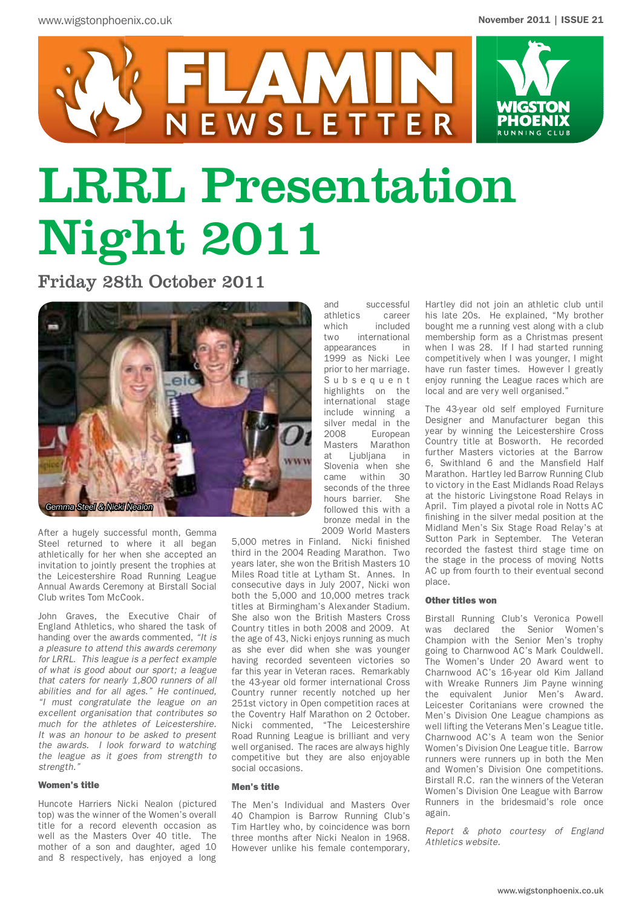# FLAMIN NEWSLETTER

November 2011 | ISSUE 21

# LRRL Presentation Night 2011

## Friday 28th October 2011

Gemma Steel & Nicki Nealon

After a hugely successful month, Gemma Steel returned to where it all began athletically for her when she accepted an invitation to jointly present the trophies at the Leicestershire Road Running League Annual Awards Ceremony at Birstall Social Club writes Tom McCook.

John Graves, the Executive Chair of England Athletics, who shared the task of handing over the awards commented, *"It is a pleasure to attend this awards ceremony for LRRL. This league is a perfect example of what is good about our sport; a league that caters for nearly 1,800 runners of all abilities and for all ages."* He continued, *"I must congratulate the league on an excellent organisation that contributes so much for the athletes of Leicestershire. It was an honour to be asked to present the awards. I look forward to watching the league as it goes from strength to strength."*

### Women's title

Huncote Harriers Nicki Nealon (pictured top) was the winner of the Women's overall title for a record eleventh occasion as well as the Masters Over 40 title. The mother of a son and daughter, aged 10 and 8 respectively, has enjoyed a long and successful athletics career which included two international appearances in 1999 as Nicki Lee prior to her marriage. Subsequent highlights on the international stage include winning a silver medal in the 2008 European Masters Marathon at Ljubljana in Slovenia when she came within 30 seconds of the three hours barrier. She followed this with a bronze medal in the 2009 World Masters 5,000 metres in Finland. Nicki finished third in the 2004 Reading Marathon. Two years later, she won the British Masters 10 Miles Road title at Lytham St. Annes. In consecutive days in July 2007, Nicki won both the 5,000 and 10,000 metres track titles at Birmingham's Alexander Stadium. She also won the British Masters Cross Country titles in both 2008 and 2009. At the age of 43, Nicki enjoys running as much as she ever did when she was younger having recorded seventeen victories so far this year in Veteran races. Remarkably the 43-year old former international Cross Country runner recently notched up her 251st victory in Open competition races at the Coventry Half Marathon on 2 October. Nicki commented, "The Leicestershire Road Running League is brilliant and very well organised. The races are always highly competitive but they are also enjoyable social occasions.

### Men's title

The Men's Individual and Masters Over 40 Champion is Barrow Running Club's Tim Hartley who, by coincidence was born three months after Nicki Nealon in 1968. However unlike his female contemporary, Hartley did not join an athletic club until his late 20s. He explained, "My brother bought me a running vest along with a club membership form as a Christmas present when I was 28. If I had started running competitively when I was younger, I might have run faster times. However I greatly enjoy running the League races which are local and are very well organised."

The 43-year old self employed Furniture Designer and Manufacturer began this year by winning the Leicestershire Cross Country title at Bosworth. He recorded further Masters victories at the Barrow 6, Swithland 6 and the Mansfield Half Marathon. Hartley led Barrow Running Club to victory in the East Midlands Road Relays at the historic Livingstone Road Relays in April. Tim played a pivotal role in Notts AC finishing in the silver medal position at the Midland Men's Six Stage Road Relay's at Sutton Park in September. The Veteran recorded the fastest third stage time on the stage in the process of moving Notts AC up from fourth to their eventual second place.

### Other titles won

Birstall Running Club's Veronica Powell was declared the Senior Women's Champion with the Senior Men's trophy going to Charnwood AC's Mark Couldwell. The Women's Under 20 Award went to Charnwood AC's 16-year old Kim Jalland with Wreake Runners Jim Payne winning the equivalent Junior Men's Award. Leicester Coritanians were crowned the Men's Division One League champions as well lifting the Veterans Men's League title. Charnwood AC's A team won the Senior Women's Division One League title. Barrow runners were runners up in both the Men and Women's Division One competitions. Birstall R.C. ran the winners of the Veteran Women's Division One League with Barrow Runners in the bridesmaid's role once again.

*Report & photo courtesy of England Athletics website.*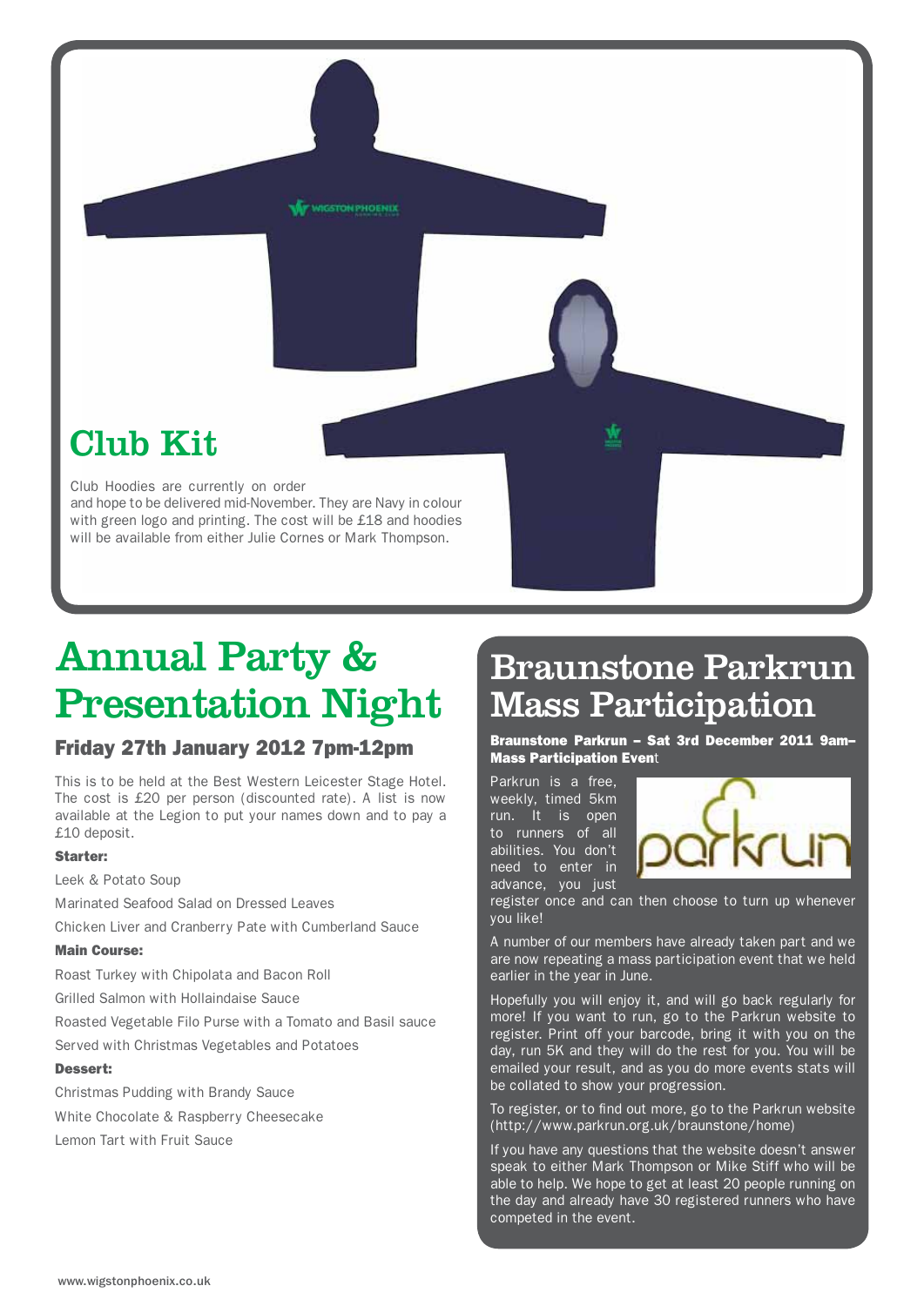## Club Kit

Club Hoodies are currently on order and hope to be delivered mid-November. They are Navy in colour with green logo and printing. The cost will be £18 and hoodies will be available from either Julie Cornes or Mark Thompson.

# Annual Party & Presentation Night

### Friday 27th January 2012 7pm-12pm

This is to be held at the Best Western Leicester Stage Hotel. The cost is £20 per person (discounted rate). A list is now available at the Legion to put your names down and to pay a £10 deposit.

**Starter:**

Leek & Potato Soup

Marinated Seafood Salad on Dressed Leaves

Chicken Liver and Cranberry Pate with Cumberland Sauce

**Main Course:**

Roast Turkey with Chipolata and Bacon Roll

Grilled Salmon with Hollaindaise Sauce

Roasted Vegetable Filo Purse with a Tomato and Basil sauce

Served with Christmas Vegetables and Potatoes

**Dessert:**

Christmas Pudding with Brandy Sauce

White Chocolate & Raspberry Cheesecake

Lemon Tart with Fruit Sauce

# Braunstone Parkrun Mass Participation

**Braunstone Parkrun – Sat 3rd December 2011 9am– Mass Participation Event**

Parkrun is a free, weekly, timed 5km run. It is open to runners of all abilities. You don't need to enter in advance, you just register once and can then choose to turn up whenever you like!

A number of our members have already taken part and we are now repeating a mass participation event that we held earlier in the year in June.

Hopefully you will enjoy it, and will go back regularly for more! If you want to run, go to the Parkrun website to register. Print off your barcode, bring it with you on the day, run 5K and they will do the rest for you. You will be emailed your result, and as you do more events stats will be collated to show your progression.

To register, or to find out more, go to the Parkrun website (http://www.parkrun.org.uk/braunstone/home)

If you have any questions that the website doesn't answer speak to either Mark Thompson or Mike Stiff who will be able to help. We hope to get at least 20 people running on the day and already have 30 registered runners who have competed in the event.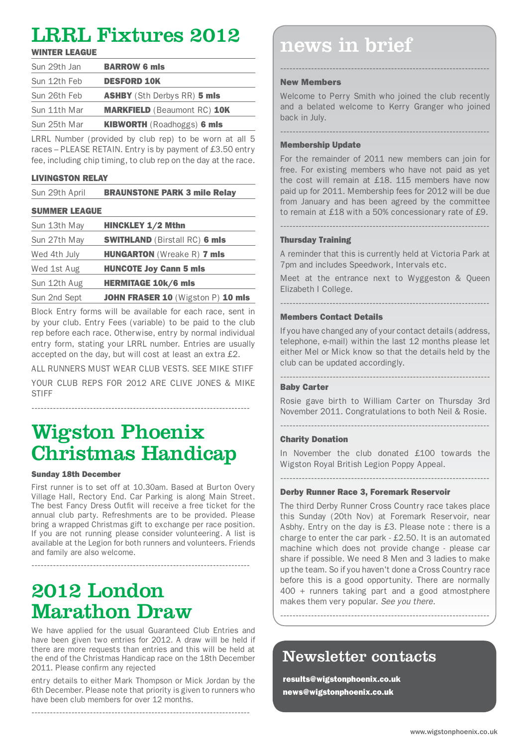# LRRL Fixtures 2012

### WINTER LEAGUE

| Date | Race |
|---|---|
| Sun 29th Jan | **BARROW 6 mls** |
| Sun 12th Feb | **DESFORD 10K** |
| Sun 26th Feb | **ASHBY** (Sth Derbys RR) **5 mls** |
| Sun 11th Mar | **MARKFIELD** (Beaumont RC) **10K** |
| Sun 25th Mar | **KIBWORTH** (Roadhoggs) **6 mls** |

LRRL Number (provided by club rep) to be worn at all 5 races – PLEASE RETAIN. Entry is by payment of £3.50 entry fee, including chip timing, to club rep on the day at the race.

### LIVINGSTON RELAY

| Date | Race |
|---|---|
| Sun 29th April | **BRAUNSTONE PARK 3 mile Relay** |

### SUMMER LEAGUE

| Date | Race |
|---|---|
| Sun 13th May | **HINCKLEY 1/2 Mthn** |
| Sun 27th May | **SWITHLAND** (Birstall RC) **6 mls** |
| Wed 4th July | **HUNGARTON** (Wreake R) **7 mls** |
| Wed 1st Aug | **HUNCOTE Joy Cann 5 mls** |
| Sun 12th Aug | **HERMITAGE 10k/6 mls** |
| Sun 2nd Sept | **JOHN FRASER 10** (Wigston P) **10 mls** |

Block Entry forms will be available for each race, sent in by your club. Entry Fees (variable) to be paid to the club rep before each race. Otherwise, entry by normal individual entry form, stating your LRRL number. Entries are usually accepted on the day, but will cost at least an extra £2.

ALL RUNNERS MUST WEAR CLUB VESTS. SEE MIKE STIFF

YOUR CLUB REPS FOR 2012 ARE CLIVE JONES & MIKE STIFF

# Wigston Phoenix Christmas Handicap

**Sunday 18th December**

First runner is to set off at 10.30am. Based at Burton Overy Village Hall, Rectory End. Car Parking is along Main Street. The best Fancy Dress Outfit will receive a free ticket for the annual club party. Refreshments are to be provided. Please bring a wrapped Christmas gift to exchange per race position. If you are not running please consider volunteering. A list is available at the Legion for both runners and volunteers. Friends and family are also welcome.

# 2012 London Marathon Draw

We have applied for the usual Guaranteed Club Entries and have been given two entries for 2012. A draw will be held if there are more requests than entries and this will be held at the end of the Christmas Handicap race on the 18th December 2011. Please confirm any rejected

entry details to either Mark Thompson or Mick Jordan by the 6th December. Please note that priority is given to runners who have been club members for over 12 months.

# news in brief

### New Members

Welcome to Perry Smith who joined the club recently and a belated welcome to Kerry Granger who joined back in July.

### Membership Update

For the remainder of 2011 new members can join for free. For existing members who have not paid as yet the cost will remain at £18. 115 members have now paid up for 2011. Membership fees for 2012 will be due from January and has been agreed by the committee to remain at £18 with a 50% concessionary rate of £9.

### Thursday Training

A reminder that this is currently held at Victoria Park at 7pm and includes Speedwork, Intervals etc.

Meet at the entrance next to Wyggeston & Queen Elizabeth I College.

### Members Contact Details

If you have changed any of your contact details (address, telephone, e-mail) within the last 12 months please let either Mel or Mick know so that the details held by the club can be updated accordingly.

### Baby Carter

Rosie gave birth to William Carter on Thursday 3rd November 2011. Congratulations to both Neil & Rosie.

### Charity Donation

In November the club donated £100 towards the Wigston Royal British Legion Poppy Appeal.

### Derby Runner Race 3, Foremark Reservoir

The third Derby Runner Cross Country race takes place this Sunday (20th Nov) at Foremark Reservoir, near Ashby. Entry on the day is £3. Please note : there is a charge to enter the car park - £2.50. It is an automated machine which does not provide change - please car share if possible. We need 8 Men and 3 ladies to make up the team. So if you haven't done a Cross Country race before this is a good opportunity. There are normally 400 + runners taking part and a good atmostphere makes them very popular. *See you there.*

## Newsletter contacts

**results@wigstonphoenix.co.uk**
**news@wigstonphoenix.co.uk**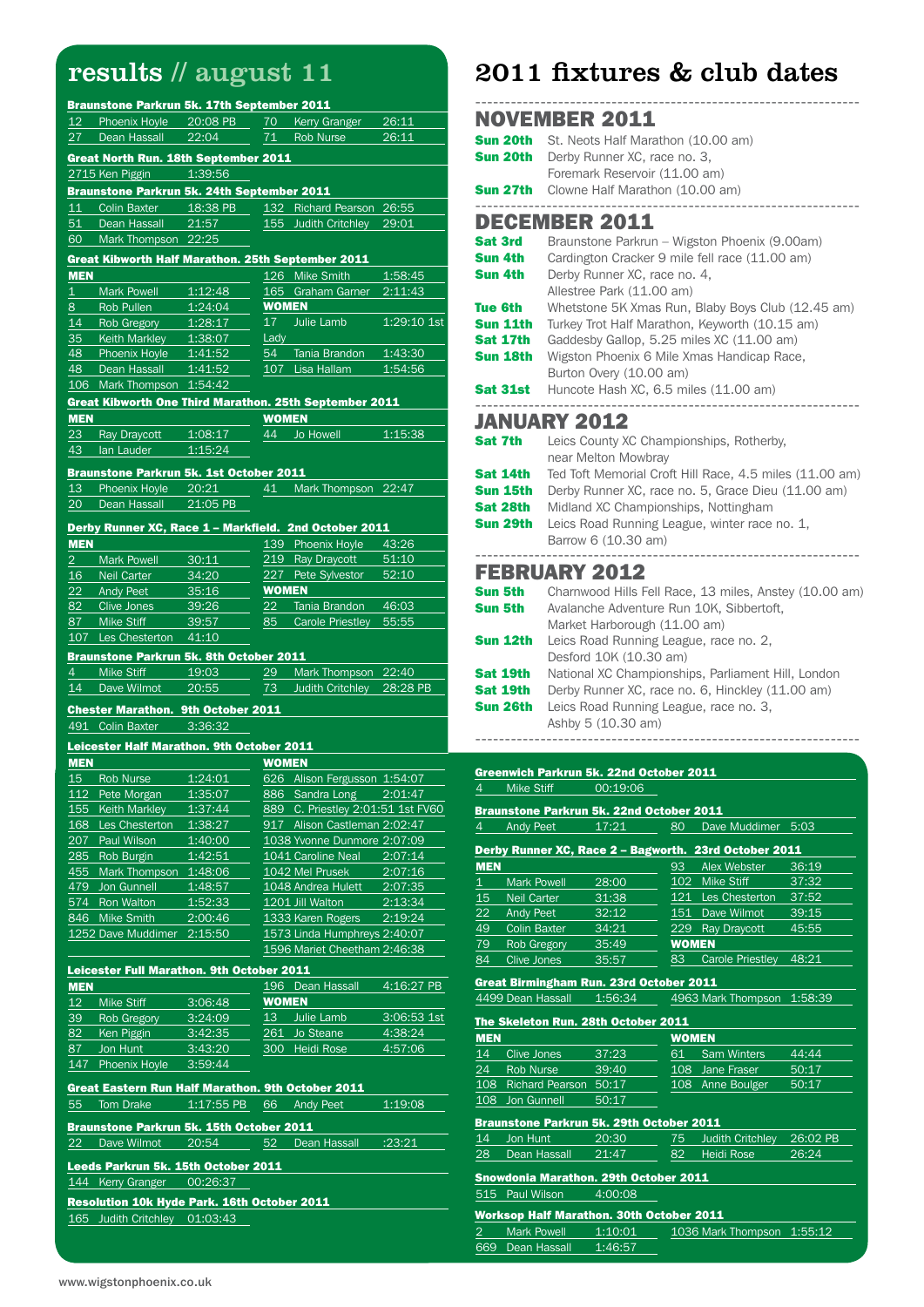# results // august 11

### Braunstone Parkrun 5k. 17th September 2011

| | | | | | |
|---|---|---|---|---|---|
| 12 | Phoenix Hoyle | 20:08 PB | 70 | Kerry Granger | 26:11 |
| 27 | Dean Hassall | 22:04 | 71 | Rob Nurse | 26:11 |

### Great North Run. 18th September 2011

| | | |
|---|---|---|
| 2715 | Ken Piggin | 1:39:56 |

### Braunstone Parkrun 5k. 24th September 2011

| | | | | | |
|---|---|---|---|---|---|
| 11 | Colin Baxter | 18:38 PB | 132 | Richard Pearson | 26:55 |
| 51 | Dean Hassall | 21:57 | 155 | Judith Critchley | 29:01 |
| 60 | Mark Thompson | 22:25 | | | |

### Great Kibworth Half Marathon. 25th September 2011

| MEN | | | | | |
|---|---|---|---|---|---|
| 1 | Mark Powell | 1:12:48 | 126 | Mike Smith | 1:58:45 |
| 8 | Rob Pullen | 1:24:04 | 165 | Graham Garner | 2:11:43 |
| 14 | Rob Gregory | 1:28:17 | **WOMEN** | | |
| 35 | Keith Markley | 1:38:07 | 17 | Julie Lamb | 1:29:10 1st Lady |
| 48 | Phoenix Hoyle | 1:41:52 | 54 | Tania Brandon | 1:43:30 |
| 48 | Dean Hassall | 1:41:52 | 107 | Lisa Hallam | 1:54:56 |
| 106 | Mark Thompson | 1:54:42 | | | |

### Great Kibworth One Third Marathon. 25th September 2011

| MEN | | | WOMEN | | |
|---|---|---|---|---|---|
| 23 | Ray Draycott | 1:08:17 | 44 | Jo Howell | 1:15:38 |
| 43 | Ian Lauder | 1:15:24 | | | |

### Braunstone Parkrun 5k. 1st October 2011

| | | | | | |
|---|---|---|---|---|---|
| 13 | Phoenix Hoyle | 20:21 | 41 | Mark Thompson | 22:47 |
| 20 | Dean Hassall | 21:05 PB | | | |

### Derby Runner XC, Race 1 – Markfield. 2nd October 2011

| MEN | | | | | |
|---|---|---|---|---|---|
| 2 | Mark Powell | 30:11 | 139 | Phoenix Hoyle | 43:26 |
| 16 | Neil Carter | 34:20 | 219 | Ray Draycott | 51:10 |
| 22 | Andy Peet | 35:16 | 227 | Pete Sylvestor | 52:10 |
| 82 | Clive Jones | 39:26 | **WOMEN** | | |
| 87 | Mike Stiff | 39:57 | 22 | Tania Brandon | 46:03 |
| 107 | Les Chesterton | 41:10 | 85 | Carole Priestley | 55:55 |

### Braunstone Parkrun 5k. 8th October 2011

| | | | | | |
|---|---|---|---|---|---|
| 4 | Mike Stiff | 19:03 | 29 | Mark Thompson | 22:40 |
| 14 | Dave Wilmot | 20:55 | 73 | Judith Critchley | 28:28 PB |

### Chester Marathon. 9th October 2011

| | | |
|---|---|---|
| 491 | Colin Baxter | 3:36:32 |

### Leicester Half Marathon. 9th October 2011

| MEN | | | WOMEN | | |
|---|---|---|---|---|---|
| 15 | Rob Nurse | 1:24:01 | 626 | Alison Fergusson | 1:54:07 |
| 112 | Pete Morgan | 1:35:07 | 886 | Sandra Long | 2:01:47 |
| 155 | Keith Markley | 1:37:44 | 889 | C. Priestley | 2:01:51 1st FV60 |
| 168 | Les Chesterton | 1:38:27 | 917 | Alison Castleman | 2:02:47 |
| 207 | Paul Wilson | 1:40:00 | 1038 | Yvonne Dunmore | 2:07:09 |
| 285 | Rob Burgin | 1:42:51 | 1041 | Caroline Neal | 2:07:14 |
| 455 | Mark Thompson | 1:48:06 | 1042 | Mel Prusek | 2:07:16 |
| 479 | Jon Gunnell | 1:48:57 | 1048 | Andrea Hulett | 2:07:35 |
| 574 | Ron Walton | 1:52:33 | 1201 | Jill Walton | 2:13:34 |
| 846 | Mike Smith | 2:00:46 | 1333 | Karen Rogers | 2:19:24 |
| 1252 | Dave Muddimer | 2:15:50 | 1573 | Linda Humphreys | 2:40:07 |
| | | | 1596 | Mariet Cheetham | 2:46:38 |

### Leicester Full Marathon. 9th October 2011

| MEN | | | | | |
|---|---|---|---|---|---|
| 12 | Mike Stiff | 3:06:48 | 196 | Dean Hassall | 4:16:27 PB |
| 39 | Rob Gregory | 3:24:09 | **WOMEN** | | |
| 82 | Ken Piggin | 3:42:35 | 13 | Julie Lamb | 3:06:53 1st |
| 87 | Jon Hunt | 3:43:20 | 261 | Jo Steane | 4:38:24 |
| 147 | Phoenix Hoyle | 3:59:44 | 300 | Heidi Rose | 4:57:06 |

### Great Eastern Run Half Marathon. 9th October 2011

| | | | | | |
|---|---|---|---|---|---|
| 55 | Tom Drake | 1:17:55 PB | 66 | Andy Peet | 1:19:08 |

### Braunstone Parkrun 5k. 15th October 2011

| | | | | | |
|---|---|---|---|---|---|
| 22 | Dave Wilmot | 20:54 | 52 | Dean Hassall | :23:21 |

### Leeds Parkrun 5k. 15th October 2011

| | | |
|---|---|---|
| 144 | Kerry Granger | 00:26:37 |

### Resolution 10k Hyde Park. 16th October 2011

| | | |
|---|---|---|
| 165 | Judith Critchley | 01:03:43 |

### Greenwich Parkrun 5k. 22nd October 2011

| | | |
|---|---|---|
| 4 | Mike Stiff | 00:19:06 |

### Braunstone Parkrun 5k. 22nd October 2011

| | | | | | |
|---|---|---|---|---|---|
| 4 | Andy Peet | 17:21 | 80 | Dave Muddimer | 5:03 |

### Derby Runner XC, Race 2 – Bagworth. 23rd October 2011

| MEN | | | | | |
|---|---|---|---|---|---|
| | | | 93 | Alex Webster | 36:19 |
| 1 | Mark Powell | 28:00 | 102 | Mike Stiff | 37:32 |
| 15 | Neil Carter | 31:38 | 121 | Les Chesterton | 37:52 |
| 22 | Andy Peet | 32:12 | 151 | Dave Wilmot | 39:15 |
| 49 | Colin Baxter | 34:21 | 229 | Ray Draycott | 45:55 |
| 79 | Rob Gregory | 35:49 | **WOMEN** | | |
| 84 | Clive Jones | 35:57 | 83 | Carole Priestley | 48:21 |

### Great Birmingham Run. 23rd October 2011

| | | | | | |
|---|---|---|---|---|---|
| 4499 | Dean Hassall | 1:56:34 | 4963 | Mark Thompson | 1:58:39 |

### The Skeleton Run. 28th October 2011

| MEN | | | WOMEN | | |
|---|---|---|---|---|---|
| 14 | Clive Jones | 37:23 | 61 | Sam Winters | 44:44 |
| 24 | Rob Nurse | 39:40 | 108 | Jane Fraser | 50:17 |
| 108 | Richard Pearson | 50:17 | 108 | Anne Boulger | 50:17 |
| 108 | Jon Gunnell | 50:17 | | | |

### Braunstone Parkrun 5k. 29th October 2011

| | | | | | |
|---|---|---|---|---|---|
| 14 | Jon Hunt | 20:30 | 75 | Judith Critchley | 26:02 PB |
| 28 | Dean Hassall | 21:47 | 82 | Heidi Rose | 26:24 |

### Snowdonia Marathon. 29th October 2011

| | | |
|---|---|---|
| 515 | Paul Wilson | 4:00:08 |

### Worksop Half Marathon. 30th October 2011

| | | | | | |
|---|---|---|---|---|---|
| 2 | Mark Powell | 1:10:01 | 1036 | Mark Thompson | 1:55:12 |
| 669 | Dean Hassall | 1:46:57 | | | |

# 2011 fixtures & club dates

## NOVEMBER 2011

- **Sun 20th** St. Neots Half Marathon (10.00 am)
- **Sun 20th** Derby Runner XC, race no. 3, Foremark Reservoir (11.00 am)
- **Sun 27th** Clowne Half Marathon (10.00 am)

## DECEMBER 2011

- **Sat 3rd** Braunstone Parkrun – Wigston Phoenix (9.00am)
- **Sun 4th** Cardington Cracker 9 mile fell race (11.00 am)
- **Sun 4th** Derby Runner XC, race no. 4, Allestree Park (11.00 am)
- **Tue 6th** Whetstone 5K Xmas Run, Blaby Boys Club (12.45 am)
- **Sun 11th** Turkey Trot Half Marathon, Keyworth (10.15 am)
- **Sat 17th** Gaddesby Gallop, 5.25 miles XC (11.00 am)
- **Sun 18th** Wigston Phoenix 6 Mile Xmas Handicap Race, Burton Overy (10.00 am)
- **Sat 31st** Huncote Hash XC, 6.5 miles (11.00 am)

## JANUARY 2012

- **Sat 7th** Leics County XC Championships, Rotherby, near Melton Mowbray
- **Sat 14th** Ted Toft Memorial Croft Hill Race, 4.5 miles (11.00 am)
- **Sun 15th** Derby Runner XC, race no. 5, Grace Dieu (11.00 am)
- **Sat 28th** Midland XC Championships, Nottingham
- **Sun 29th** Leics Road Running League, winter race no. 1, Barrow 6 (10.30 am)

## FEBRUARY 2012

- **Sun 5th** Charnwood Hills Fell Race, 13 miles, Anstey (10.00 am)
- **Sun 5th** Avalanche Adventure Run 10K, Sibbertoft, Market Harborough (11.00 am)
- **Sun 12th** Leics Road Running League, race no. 2, Desford 10K (10.30 am)
- **Sat 19th** National XC Championships, Parliament Hill, London
- **Sat 19th** Derby Runner XC, race no. 6, Hinckley (11.00 am)
- **Sun 26th** Leics Road Running League, race no. 3, Ashby 5 (10.30 am)

www.wigstonphoenix.co.uk